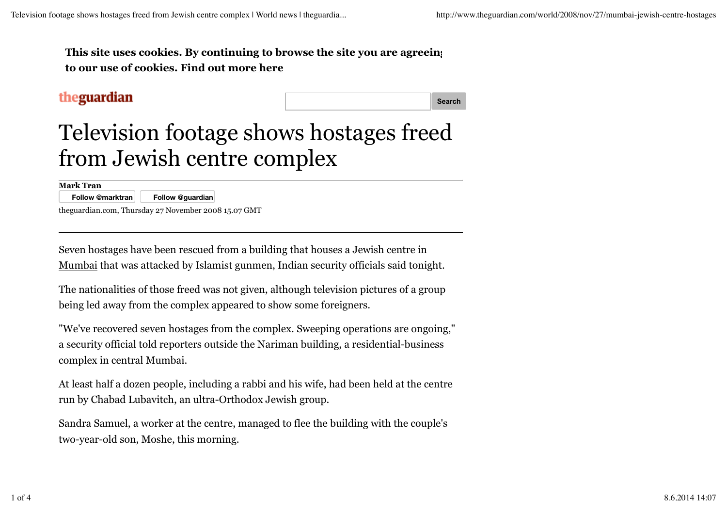This site uses cookies. By continuing to browse the site you are agreeing to our use of cookies. Find out more here

theguardian

Search

# Television footage shows hostages freed from Jewish centre complex

**Mark Tran**

Follow @marktran Follow @guardian

theguardian.com, Thursday 27 November 2008 15.07 GMT

Seven hostages have been rescued from a building that houses a Jewish centre in Mumbai that was attacked by Islamist gunmen, Indian security officials said tonight.

The nationalities of those freed was not given, although television pictures of a group being led away from the complex appeared to show some foreigners.

"We've recovered seven hostages from the complex. Sweeping operations are ongoing," a security official told reporters outside the Nariman building, a residential-business complex in central Mumbai.

At least half a dozen people, including a rabbi and his wife, had been held at the centre run by Chabad Lubavitch, an ultra-Orthodox Jewish group.

Sandra Samuel, a worker at the centre, managed to flee the building with the couple's two-year-old son, Moshe, this morning.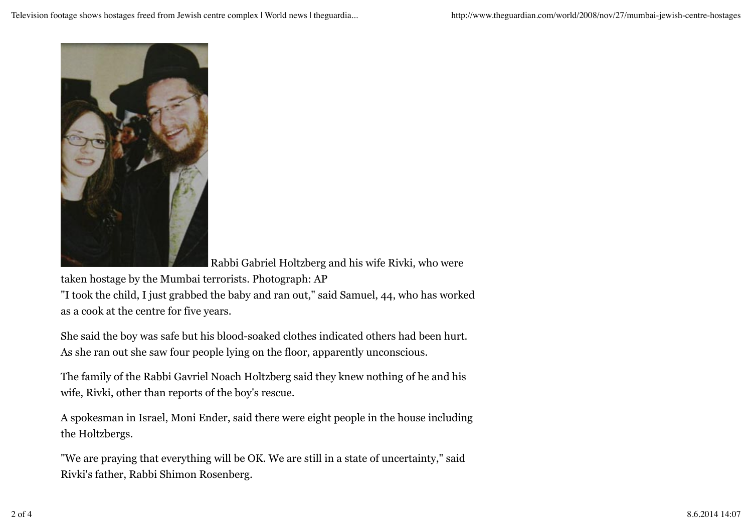Rabbi Gabriel Holtzberg and his wife Rivki, who were taken hostage by the Mumbai terrorists. Photograph: AP

"I took the child, I just grabbed the baby and ran out," said Samuel, 44, who has worked as a cook at the centre for five years.

She said the boy was safe but his blood-soaked clothes indicated others had been hurt. As she ran out she saw four people lying on the floor, apparently unconscious.

The family of the Rabbi Gavriel Noach Holtzberg said they knew nothing of he and his wife, Rivki, other than reports of the boy's rescue.

A spokesman in Israel, Moni Ender, said there were eight people in the house including the Holtzbergs.

"We are praying that everything will be OK. We are still in a state of uncertainty," said Rivki's father, Rabbi Shimon Rosenberg.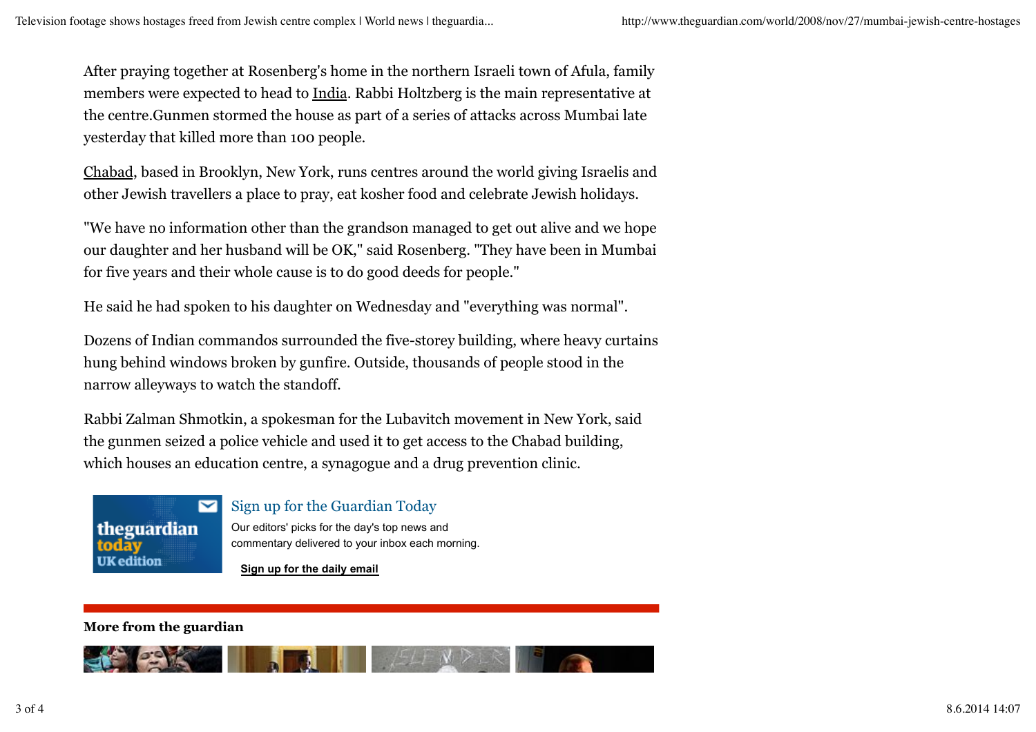After praying together at Rosenberg's home in the northern Israeli town of Afula, family members were expected to head to India. Rabbi Holtzberg is the main representative at the centre.Gunmen stormed the house as part of a series of attacks across Mumbai late yesterday that killed more than 100 people.

Chabad, based in Brooklyn, New York, runs centres around the world giving Israelis and other Jewish travellers a place to pray, eat kosher food and celebrate Jewish holidays.

"We have no information other than the grandson managed to get out alive and we hope our daughter and her husband will be OK," said Rosenberg. "They have been in Mumbai for five years and their whole cause is to do good deeds for people."

He said he had spoken to his daughter on Wednesday and "everything was normal".

Dozens of Indian commandos surrounded the five-storey building, where heavy curtains hung behind windows broken by gunfire. Outside, thousands of people stood in the narrow alleyways to watch the standoff.

Rabbi Zalman Shmotkin, a spokesman for the Lubavitch movement in New York, said the gunmen seized a police vehicle and used it to get access to the Chabad building, which houses an education centre, a synagogue and a drug prevention clinic.

Sign up for the Guardian Today

Our editors' picks for the day's top news and commentary delivered to your inbox each morning.

**Sign up for the daily email**

**More from the guardian**